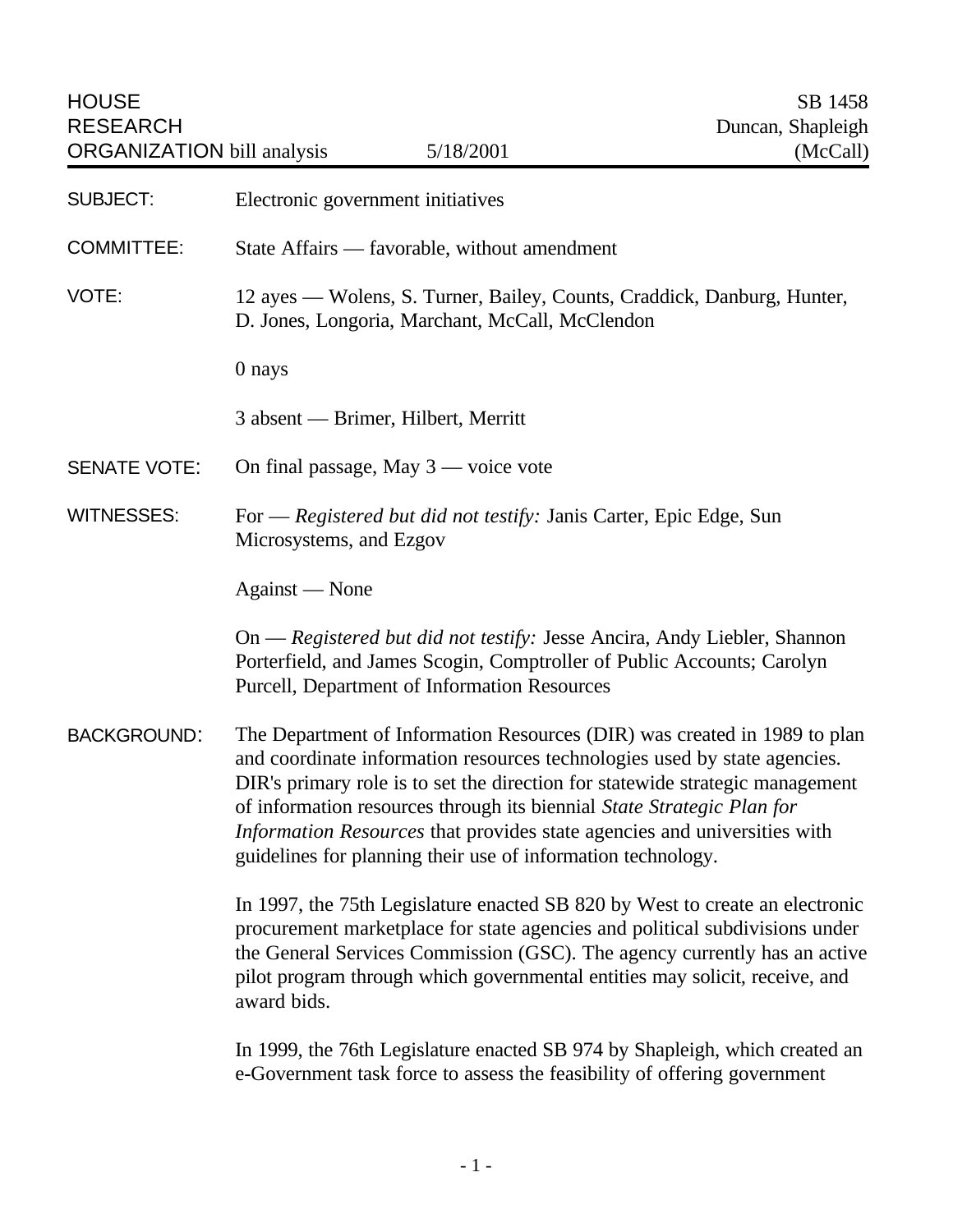HOUSE RESEARCH ORGANIZATION bill analysis — 5/18/2001 — SB 1458 — Duncan, Shapleigh (McCall)

**SUBJECT:** Electronic government initiatives

**COMMITTEE:** State Affairs — favorable, without amendment

**VOTE:** 12 ayes — Wolens, S. Turner, Bailey, Counts, Craddick, Danburg, Hunter, D. Jones, Longoria, Marchant, McCall, McClendon

0 nays

3 absent — Brimer, Hilbert, Merritt

**SENATE VOTE:** On final passage, May 3 — voice vote

**WITNESSES:** For — *Registered but did not testify:* Janis Carter, Epic Edge, Sun Microsystems, and Ezgov

Against — None

On — *Registered but did not testify:* Jesse Ancira, Andy Liebler, Shannon Porterfield, and James Scogin, Comptroller of Public Accounts; Carolyn Purcell, Department of Information Resources

**BACKGROUND:** The Department of Information Resources (DIR) was created in 1989 to plan and coordinate information resources technologies used by state agencies. DIR's primary role is to set the direction for statewide strategic management of information resources through its biennial *State Strategic Plan for Information Resources* that provides state agencies and universities with guidelines for planning their use of information technology.

In 1997, the 75th Legislature enacted SB 820 by West to create an electronic procurement marketplace for state agencies and political subdivisions under the General Services Commission (GSC). The agency currently has an active pilot program through which governmental entities may solicit, receive, and award bids.

In 1999, the 76th Legislature enacted SB 974 by Shapleigh, which created an e-Government task force to assess the feasibility of offering government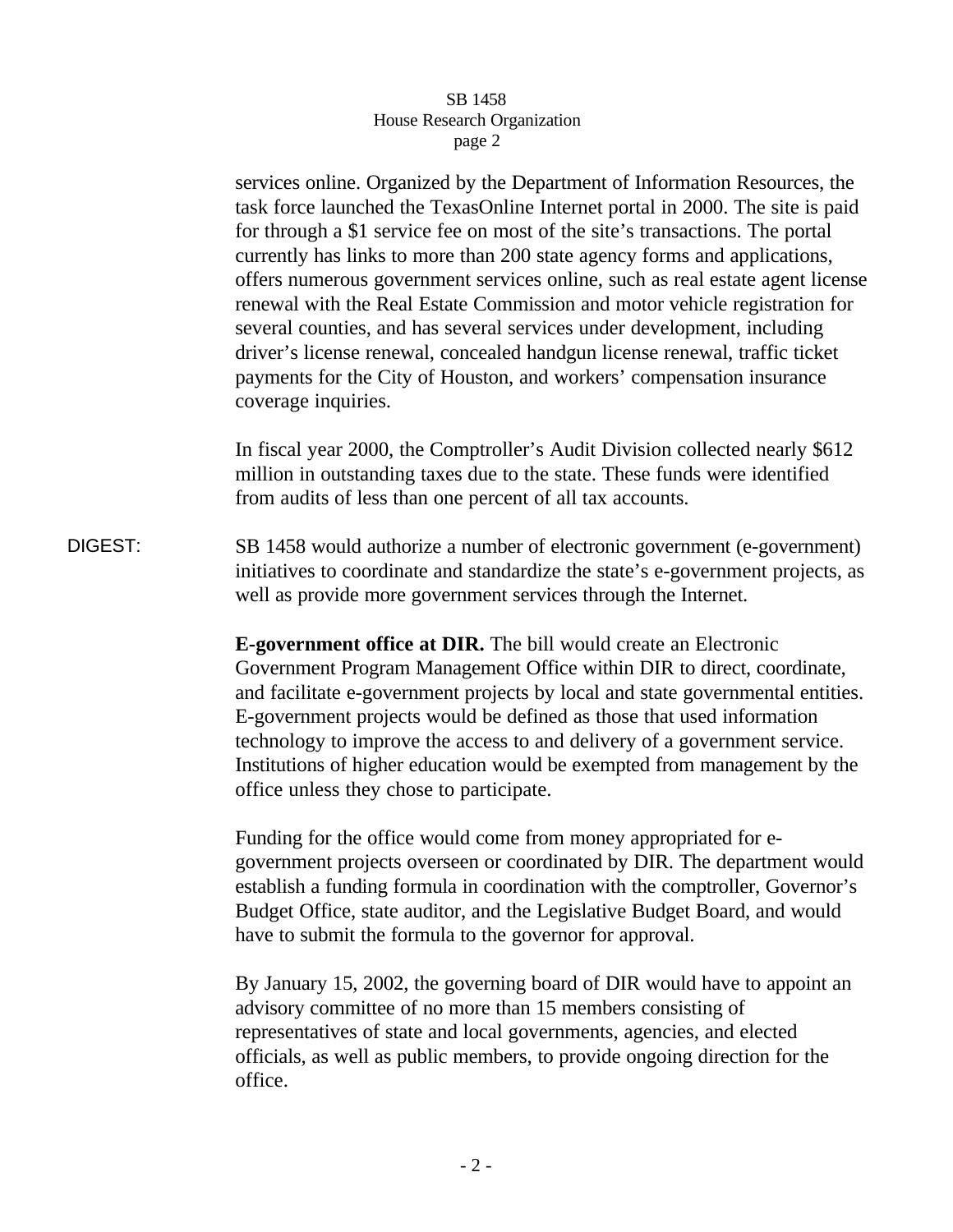services online. Organized by the Department of Information Resources, the task force launched the TexasOnline Internet portal in 2000. The site is paid for through a $1 service fee on most of the site's transactions. The portal currently has links to more than 200 state agency forms and applications, offers numerous government services online, such as real estate agent license renewal with the Real Estate Commission and motor vehicle registration for several counties, and has several services under development, including driver's license renewal, concealed handgun license renewal, traffic ticket payments for the City of Houston, and workers' compensation insurance coverage inquiries.

In fiscal year 2000, the Comptroller's Audit Division collected nearly $612 million in outstanding taxes due to the state. These funds were identified from audits of less than one percent of all tax accounts.

DIGEST: SB 1458 would authorize a number of electronic government (e-government) initiatives to coordinate and standardize the state's e-government projects, as well as provide more government services through the Internet.

**E-government office at DIR.** The bill would create an Electronic Government Program Management Office within DIR to direct, coordinate, and facilitate e-government projects by local and state governmental entities. E-government projects would be defined as those that used information technology to improve the access to and delivery of a government service. Institutions of higher education would be exempted from management by the office unless they chose to participate.

Funding for the office would come from money appropriated for e-government projects overseen or coordinated by DIR. The department would establish a funding formula in coordination with the comptroller, Governor's Budget Office, state auditor, and the Legislative Budget Board, and would have to submit the formula to the governor for approval.

By January 15, 2002, the governing board of DIR would have to appoint an advisory committee of no more than 15 members consisting of representatives of state and local governments, agencies, and elected officials, as well as public members, to provide ongoing direction for the office.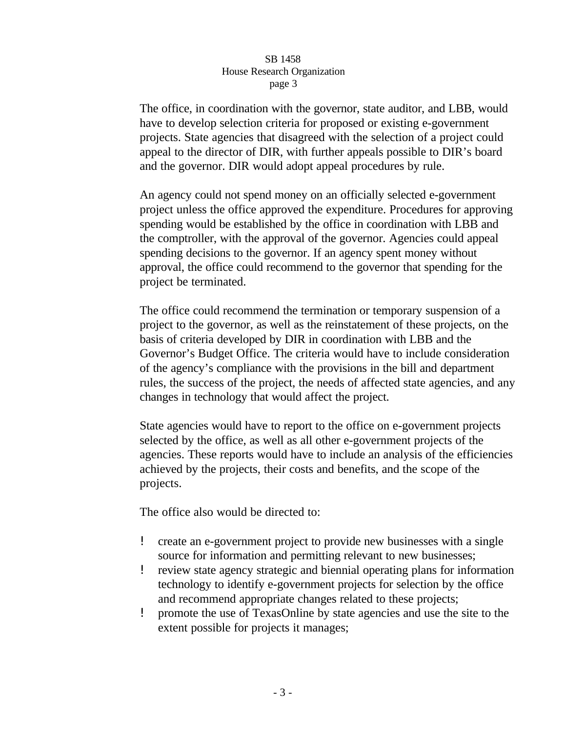The office, in coordination with the governor, state auditor, and LBB, would have to develop selection criteria for proposed or existing e-government projects. State agencies that disagreed with the selection of a project could appeal to the director of DIR, with further appeals possible to DIR's board and the governor. DIR would adopt appeal procedures by rule.

An agency could not spend money on an officially selected e-government project unless the office approved the expenditure. Procedures for approving spending would be established by the office in coordination with LBB and the comptroller, with the approval of the governor. Agencies could appeal spending decisions to the governor. If an agency spent money without approval, the office could recommend to the governor that spending for the project be terminated.

The office could recommend the termination or temporary suspension of a project to the governor, as well as the reinstatement of these projects, on the basis of criteria developed by DIR in coordination with LBB and the Governor's Budget Office. The criteria would have to include consideration of the agency's compliance with the provisions in the bill and department rules, the success of the project, the needs of affected state agencies, and any changes in technology that would affect the project.

State agencies would have to report to the office on e-government projects selected by the office, as well as all other e-government projects of the agencies. These reports would have to include an analysis of the efficiencies achieved by the projects, their costs and benefits, and the scope of the projects.

The office also would be directed to:

- create an e-government project to provide new businesses with a single source for information and permitting relevant to new businesses;
- review state agency strategic and biennial operating plans for information technology to identify e-government projects for selection by the office and recommend appropriate changes related to these projects;
- promote the use of TexasOnline by state agencies and use the site to the extent possible for projects it manages;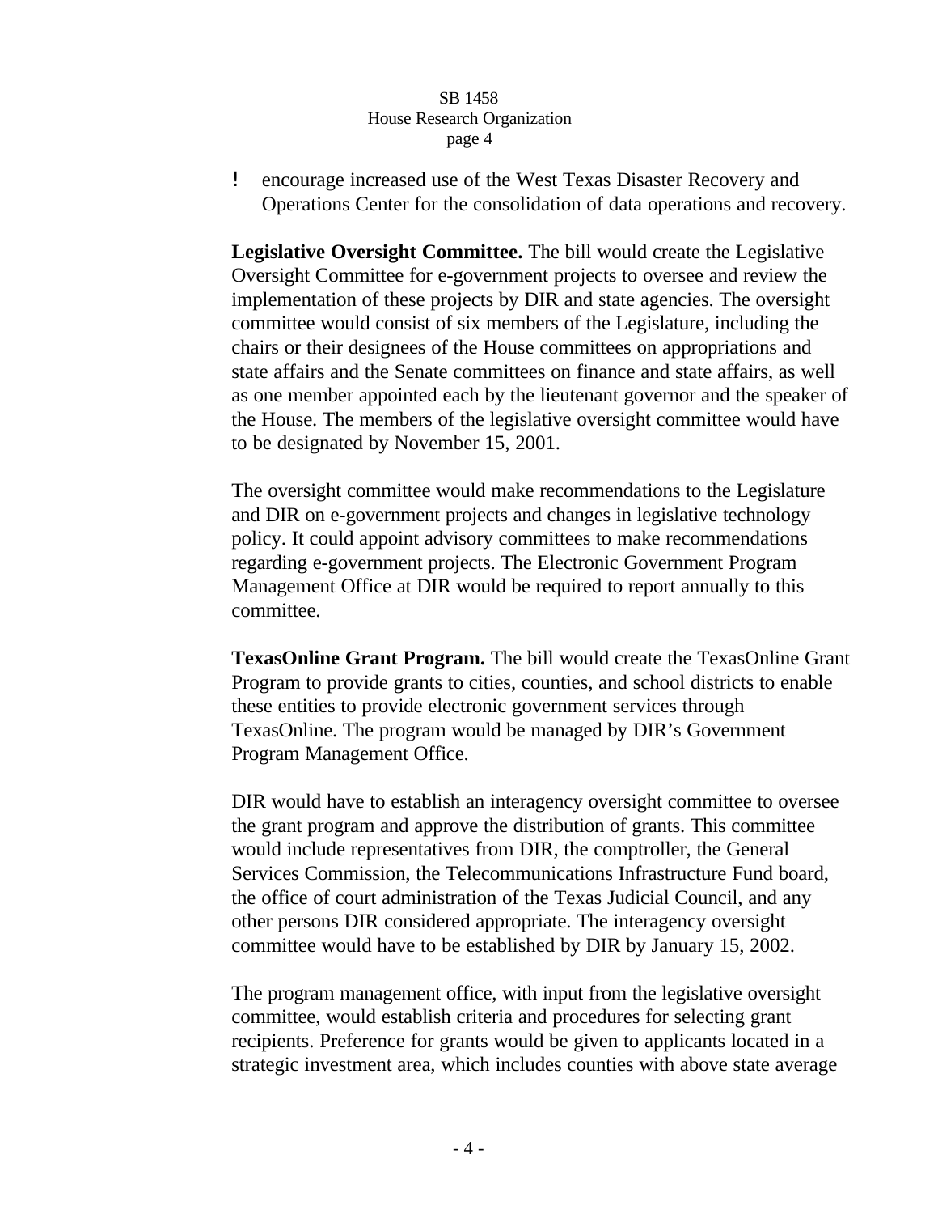- encourage increased use of the West Texas Disaster Recovery and Operations Center for the consolidation of data operations and recovery.

**Legislative Oversight Committee.** The bill would create the Legislative Oversight Committee for e-government projects to oversee and review the implementation of these projects by DIR and state agencies. The oversight committee would consist of six members of the Legislature, including the chairs or their designees of the House committees on appropriations and state affairs and the Senate committees on finance and state affairs, as well as one member appointed each by the lieutenant governor and the speaker of the House. The members of the legislative oversight committee would have to be designated by November 15, 2001.

The oversight committee would make recommendations to the Legislature and DIR on e-government projects and changes in legislative technology policy. It could appoint advisory committees to make recommendations regarding e-government projects. The Electronic Government Program Management Office at DIR would be required to report annually to this committee.

**TexasOnline Grant Program.** The bill would create the TexasOnline Grant Program to provide grants to cities, counties, and school districts to enable these entities to provide electronic government services through TexasOnline. The program would be managed by DIR's Government Program Management Office.

DIR would have to establish an interagency oversight committee to oversee the grant program and approve the distribution of grants. This committee would include representatives from DIR, the comptroller, the General Services Commission, the Telecommunications Infrastructure Fund board, the office of court administration of the Texas Judicial Council, and any other persons DIR considered appropriate. The interagency oversight committee would have to be established by DIR by January 15, 2002.

The program management office, with input from the legislative oversight committee, would establish criteria and procedures for selecting grant recipients. Preference for grants would be given to applicants located in a strategic investment area, which includes counties with above state average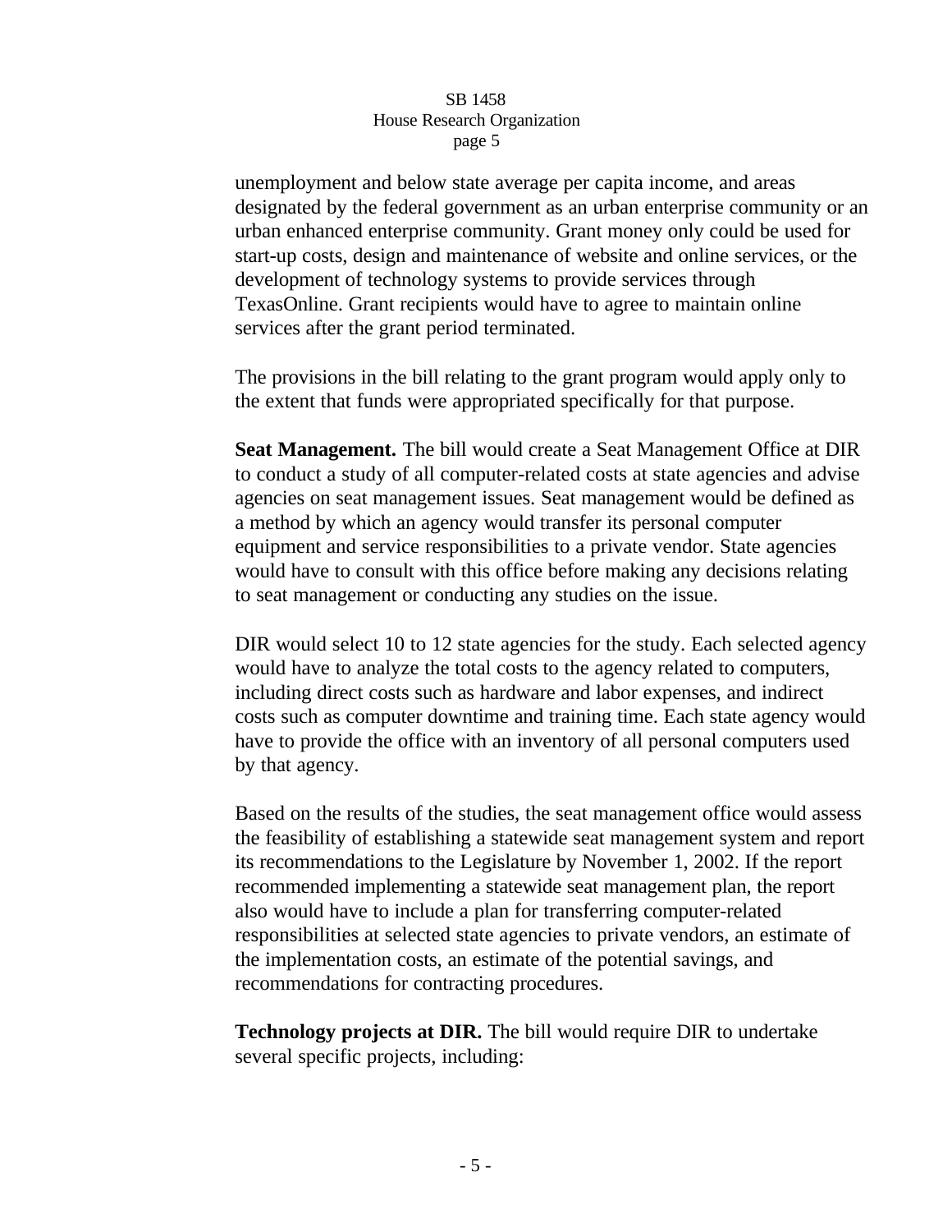unemployment and below state average per capita income, and areas designated by the federal government as an urban enterprise community or an urban enhanced enterprise community. Grant money only could be used for start-up costs, design and maintenance of website and online services, or the development of technology systems to provide services through TexasOnline. Grant recipients would have to agree to maintain online services after the grant period terminated.

The provisions in the bill relating to the grant program would apply only to the extent that funds were appropriated specifically for that purpose.

**Seat Management.** The bill would create a Seat Management Office at DIR to conduct a study of all computer-related costs at state agencies and advise agencies on seat management issues. Seat management would be defined as a method by which an agency would transfer its personal computer equipment and service responsibilities to a private vendor. State agencies would have to consult with this office before making any decisions relating to seat management or conducting any studies on the issue.

DIR would select 10 to 12 state agencies for the study. Each selected agency would have to analyze the total costs to the agency related to computers, including direct costs such as hardware and labor expenses, and indirect costs such as computer downtime and training time. Each state agency would have to provide the office with an inventory of all personal computers used by that agency.

Based on the results of the studies, the seat management office would assess the feasibility of establishing a statewide seat management system and report its recommendations to the Legislature by November 1, 2002. If the report recommended implementing a statewide seat management plan, the report also would have to include a plan for transferring computer-related responsibilities at selected state agencies to private vendors, an estimate of the implementation costs, an estimate of the potential savings, and recommendations for contracting procedures.

**Technology projects at DIR.** The bill would require DIR to undertake several specific projects, including: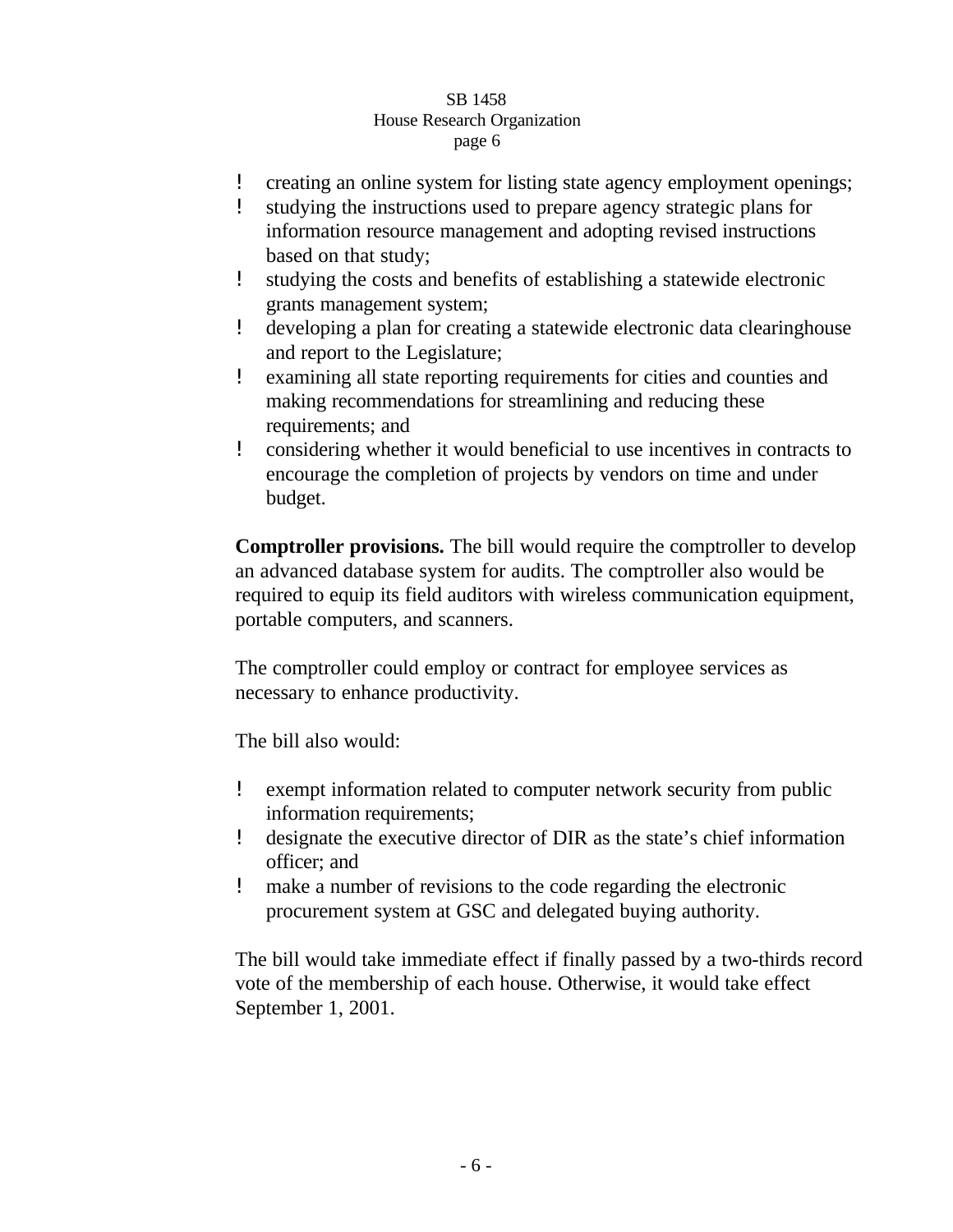- creating an online system for listing state agency employment openings;
- studying the instructions used to prepare agency strategic plans for information resource management and adopting revised instructions based on that study;
- studying the costs and benefits of establishing a statewide electronic grants management system;
- developing a plan for creating a statewide electronic data clearinghouse and report to the Legislature;
- examining all state reporting requirements for cities and counties and making recommendations for streamlining and reducing these requirements; and
- considering whether it would beneficial to use incentives in contracts to encourage the completion of projects by vendors on time and under budget.

**Comptroller provisions.** The bill would require the comptroller to develop an advanced database system for audits. The comptroller also would be required to equip its field auditors with wireless communication equipment, portable computers, and scanners.

The comptroller could employ or contract for employee services as necessary to enhance productivity.

The bill also would:

- exempt information related to computer network security from public information requirements;
- designate the executive director of DIR as the state's chief information officer; and
- make a number of revisions to the code regarding the electronic procurement system at GSC and delegated buying authority.

The bill would take immediate effect if finally passed by a two-thirds record vote of the membership of each house. Otherwise, it would take effect September 1, 2001.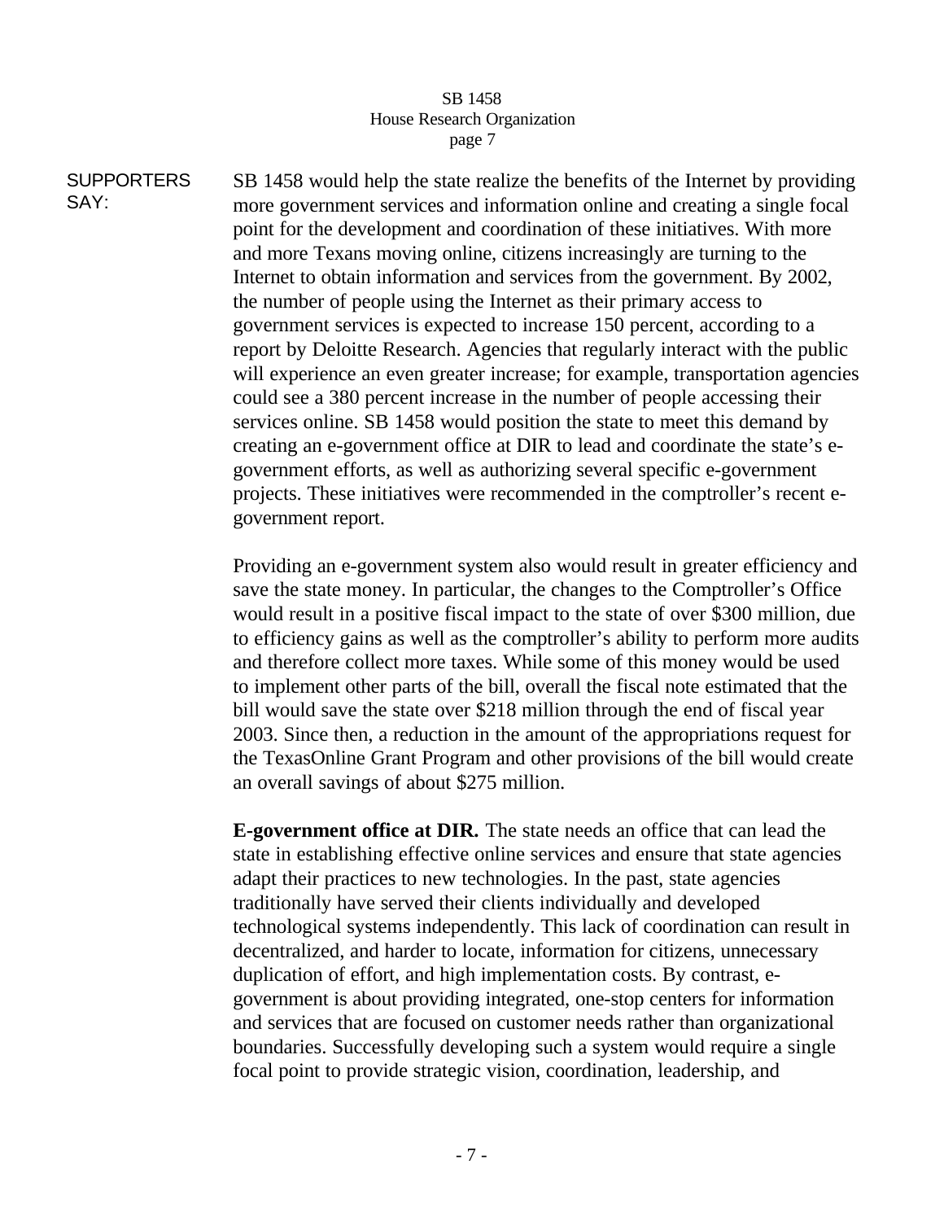SUPPORTERS SAY:

SB 1458 would help the state realize the benefits of the Internet by providing more government services and information online and creating a single focal point for the development and coordination of these initiatives. With more and more Texans moving online, citizens increasingly are turning to the Internet to obtain information and services from the government. By 2002, the number of people using the Internet as their primary access to government services is expected to increase 150 percent, according to a report by Deloitte Research. Agencies that regularly interact with the public will experience an even greater increase; for example, transportation agencies could see a 380 percent increase in the number of people accessing their services online. SB 1458 would position the state to meet this demand by creating an e-government office at DIR to lead and coordinate the state's e-government efforts, as well as authorizing several specific e-government projects. These initiatives were recommended in the comptroller's recent e-government report.

Providing an e-government system also would result in greater efficiency and save the state money. In particular, the changes to the Comptroller's Office would result in a positive fiscal impact to the state of over $300 million, due to efficiency gains as well as the comptroller's ability to perform more audits and therefore collect more taxes. While some of this money would be used to implement other parts of the bill, overall the fiscal note estimated that the bill would save the state over $218 million through the end of fiscal year 2003. Since then, a reduction in the amount of the appropriations request for the TexasOnline Grant Program and other provisions of the bill would create an overall savings of about $275 million.

**E-government office at DIR.** The state needs an office that can lead the state in establishing effective online services and ensure that state agencies adapt their practices to new technologies. In the past, state agencies traditionally have served their clients individually and developed technological systems independently. This lack of coordination can result in decentralized, and harder to locate, information for citizens, unnecessary duplication of effort, and high implementation costs. By contrast, e-government is about providing integrated, one-stop centers for information and services that are focused on customer needs rather than organizational boundaries. Successfully developing such a system would require a single focal point to provide strategic vision, coordination, leadership, and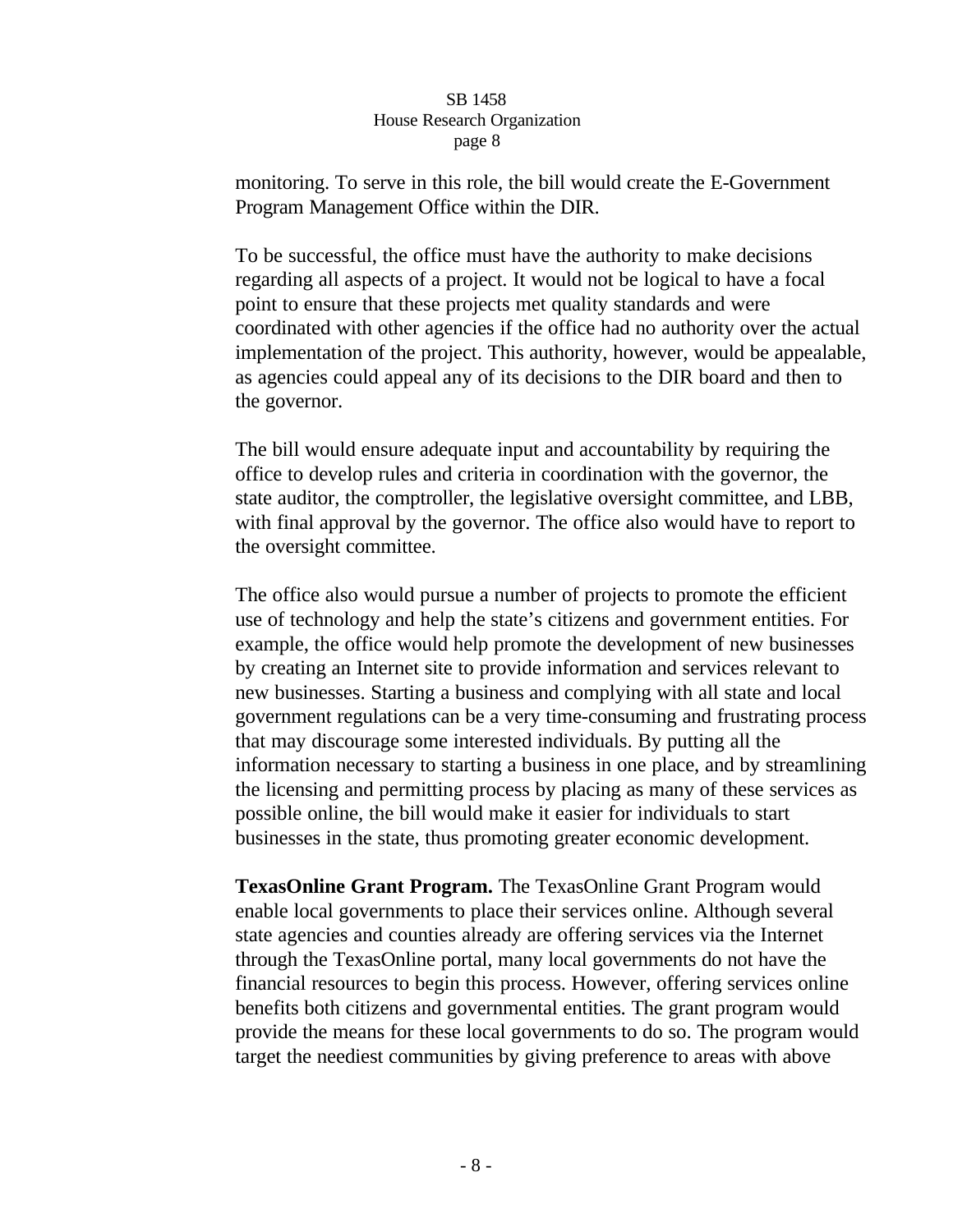monitoring. To serve in this role, the bill would create the E-Government Program Management Office within the DIR.

To be successful, the office must have the authority to make decisions regarding all aspects of a project. It would not be logical to have a focal point to ensure that these projects met quality standards and were coordinated with other agencies if the office had no authority over the actual implementation of the project. This authority, however, would be appealable, as agencies could appeal any of its decisions to the DIR board and then to the governor.

The bill would ensure adequate input and accountability by requiring the office to develop rules and criteria in coordination with the governor, the state auditor, the comptroller, the legislative oversight committee, and LBB, with final approval by the governor. The office also would have to report to the oversight committee.

The office also would pursue a number of projects to promote the efficient use of technology and help the state's citizens and government entities. For example, the office would help promote the development of new businesses by creating an Internet site to provide information and services relevant to new businesses. Starting a business and complying with all state and local government regulations can be a very time-consuming and frustrating process that may discourage some interested individuals. By putting all the information necessary to starting a business in one place, and by streamlining the licensing and permitting process by placing as many of these services as possible online, the bill would make it easier for individuals to start businesses in the state, thus promoting greater economic development.

**TexasOnline Grant Program.** The TexasOnline Grant Program would enable local governments to place their services online. Although several state agencies and counties already are offering services via the Internet through the TexasOnline portal, many local governments do not have the financial resources to begin this process. However, offering services online benefits both citizens and governmental entities. The grant program would provide the means for these local governments to do so. The program would target the neediest communities by giving preference to areas with above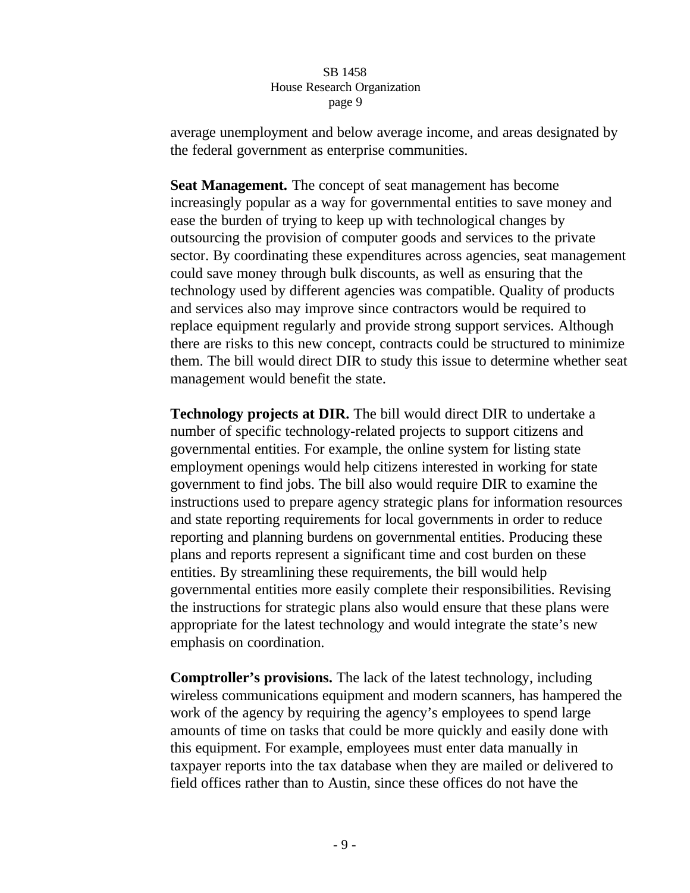average unemployment and below average income, and areas designated by the federal government as enterprise communities.

**Seat Management.** The concept of seat management has become increasingly popular as a way for governmental entities to save money and ease the burden of trying to keep up with technological changes by outsourcing the provision of computer goods and services to the private sector. By coordinating these expenditures across agencies, seat management could save money through bulk discounts, as well as ensuring that the technology used by different agencies was compatible. Quality of products and services also may improve since contractors would be required to replace equipment regularly and provide strong support services. Although there are risks to this new concept, contracts could be structured to minimize them. The bill would direct DIR to study this issue to determine whether seat management would benefit the state.

**Technology projects at DIR.** The bill would direct DIR to undertake a number of specific technology-related projects to support citizens and governmental entities. For example, the online system for listing state employment openings would help citizens interested in working for state government to find jobs. The bill also would require DIR to examine the instructions used to prepare agency strategic plans for information resources and state reporting requirements for local governments in order to reduce reporting and planning burdens on governmental entities. Producing these plans and reports represent a significant time and cost burden on these entities. By streamlining these requirements, the bill would help governmental entities more easily complete their responsibilities. Revising the instructions for strategic plans also would ensure that these plans were appropriate for the latest technology and would integrate the state's new emphasis on coordination.

**Comptroller's provisions.** The lack of the latest technology, including wireless communications equipment and modern scanners, has hampered the work of the agency by requiring the agency's employees to spend large amounts of time on tasks that could be more quickly and easily done with this equipment. For example, employees must enter data manually in taxpayer reports into the tax database when they are mailed or delivered to field offices rather than to Austin, since these offices do not have the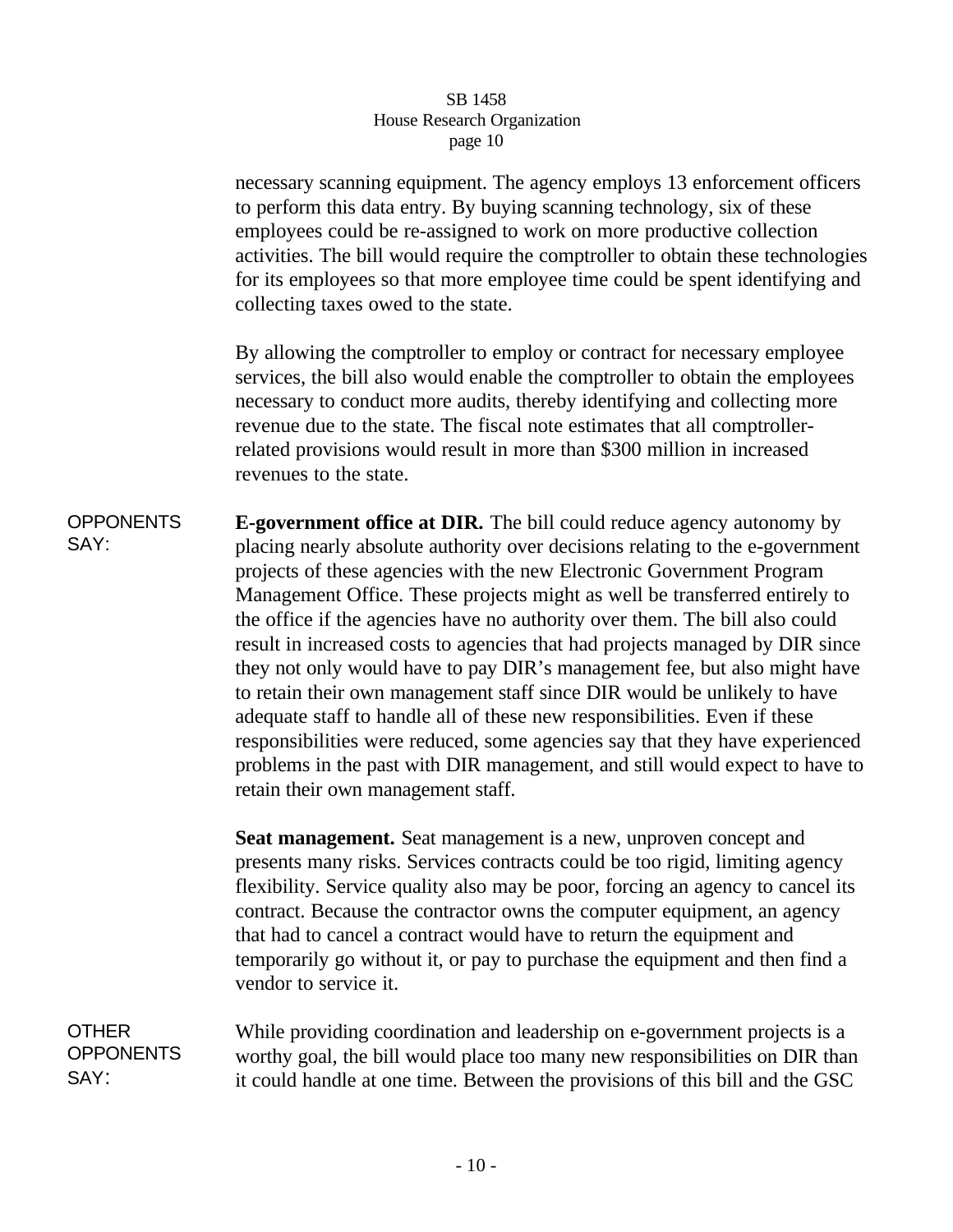necessary scanning equipment. The agency employs 13 enforcement officers to perform this data entry. By buying scanning technology, six of these employees could be re-assigned to work on more productive collection activities. The bill would require the comptroller to obtain these technologies for its employees so that more employee time could be spent identifying and collecting taxes owed to the state.

By allowing the comptroller to employ or contract for necessary employee services, the bill also would enable the comptroller to obtain the employees necessary to conduct more audits, thereby identifying and collecting more revenue due to the state. The fiscal note estimates that all comptroller-related provisions would result in more than $300 million in increased revenues to the state.

OPPONENTS SAY:

**E-government office at DIR.** The bill could reduce agency autonomy by placing nearly absolute authority over decisions relating to the e-government projects of these agencies with the new Electronic Government Program Management Office. These projects might as well be transferred entirely to the office if the agencies have no authority over them. The bill also could result in increased costs to agencies that had projects managed by DIR since they not only would have to pay DIR's management fee, but also might have to retain their own management staff since DIR would be unlikely to have adequate staff to handle all of these new responsibilities. Even if these responsibilities were reduced, some agencies say that they have experienced problems in the past with DIR management, and still would expect to have to retain their own management staff.

**Seat management.** Seat management is a new, unproven concept and presents many risks. Services contracts could be too rigid, limiting agency flexibility. Service quality also may be poor, forcing an agency to cancel its contract. Because the contractor owns the computer equipment, an agency that had to cancel a contract would have to return the equipment and temporarily go without it, or pay to purchase the equipment and then find a vendor to service it.

OTHER OPPONENTS SAY:

While providing coordination and leadership on e-government projects is a worthy goal, the bill would place too many new responsibilities on DIR than it could handle at one time. Between the provisions of this bill and the GSC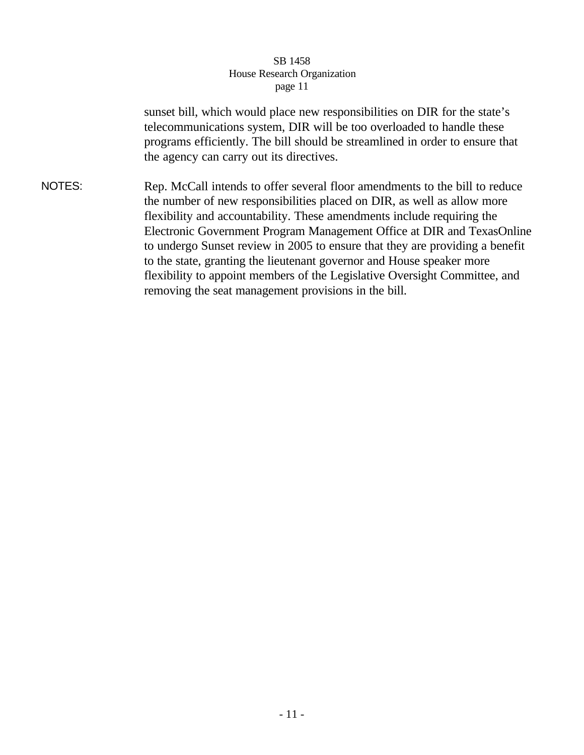sunset bill, which would place new responsibilities on DIR for the state's telecommunications system, DIR will be too overloaded to handle these programs efficiently. The bill should be streamlined in order to ensure that the agency can carry out its directives.

**NOTES:** Rep. McCall intends to offer several floor amendments to the bill to reduce the number of new responsibilities placed on DIR, as well as allow more flexibility and accountability. These amendments include requiring the Electronic Government Program Management Office at DIR and TexasOnline to undergo Sunset review in 2005 to ensure that they are providing a benefit to the state, granting the lieutenant governor and House speaker more flexibility to appoint members of the Legislative Oversight Committee, and removing the seat management provisions in the bill.